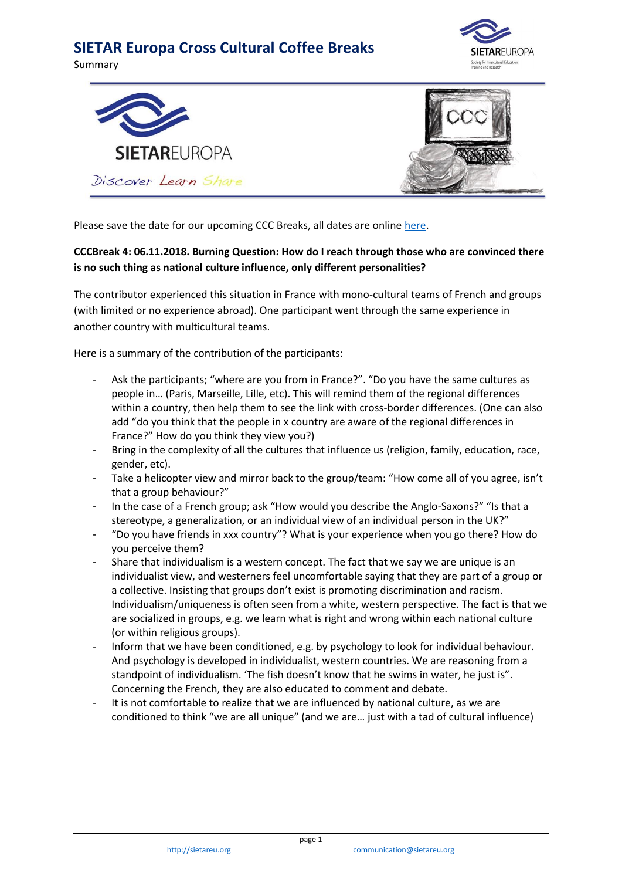# SIETAR Europa Cross Cultural Coffee Breaks

Summary

Please save the date for our upcoming CCC Breaks, all dates are online [here](#).

**CCCBreak 4: 06.11.2018. Burning Question: How do I reach through those who are convinced there is no such thing as national culture influence, only different personalities?**

The contributor experienced this situation in France with mono-cultural teams of French and groups (with limited or no experience abroad). One participant went through the same experience in another country with multicultural teams.

Here is a summary of the contribution of the participants:

- Ask the participants; "where are you from in France?". "Do you have the same cultures as people in… (Paris, Marseille, Lille, etc). This will remind them of the regional differences within a country, then help them to see the link with cross-border differences. (One can also add "do you think that the people in x country are aware of the regional differences in France?" How do you think they view you?)
- Bring in the complexity of all the cultures that influence us (religion, family, education, race, gender, etc).
- Take a helicopter view and mirror back to the group/team: "How come all of you agree, isn't that a group behaviour?"
- In the case of a French group; ask "How would you describe the Anglo-Saxons?" "Is that a stereotype, a generalization, or an individual view of an individual person in the UK?"
- "Do you have friends in xxx country"? What is your experience when you go there? How do you perceive them?
- Share that individualism is a western concept. The fact that we say we are unique is an individualist view, and westerners feel uncomfortable saying that they are part of a group or a collective. Insisting that groups don't exist is promoting discrimination and racism. Individualism/uniqueness is often seen from a white, western perspective. The fact is that we are socialized in groups, e.g. we learn what is right and wrong within each national culture (or within religious groups).
- Inform that we have been conditioned, e.g. by psychology to look for individual behaviour. And psychology is developed in individualist, western countries. We are reasoning from a standpoint of individualism. 'The fish doesn't know that he swims in water, he just is". Concerning the French, they are also educated to comment and debate.
- It is not comfortable to realize that we are influenced by national culture, as we are conditioned to think "we are all unique" (and we are… just with a tad of cultural influence)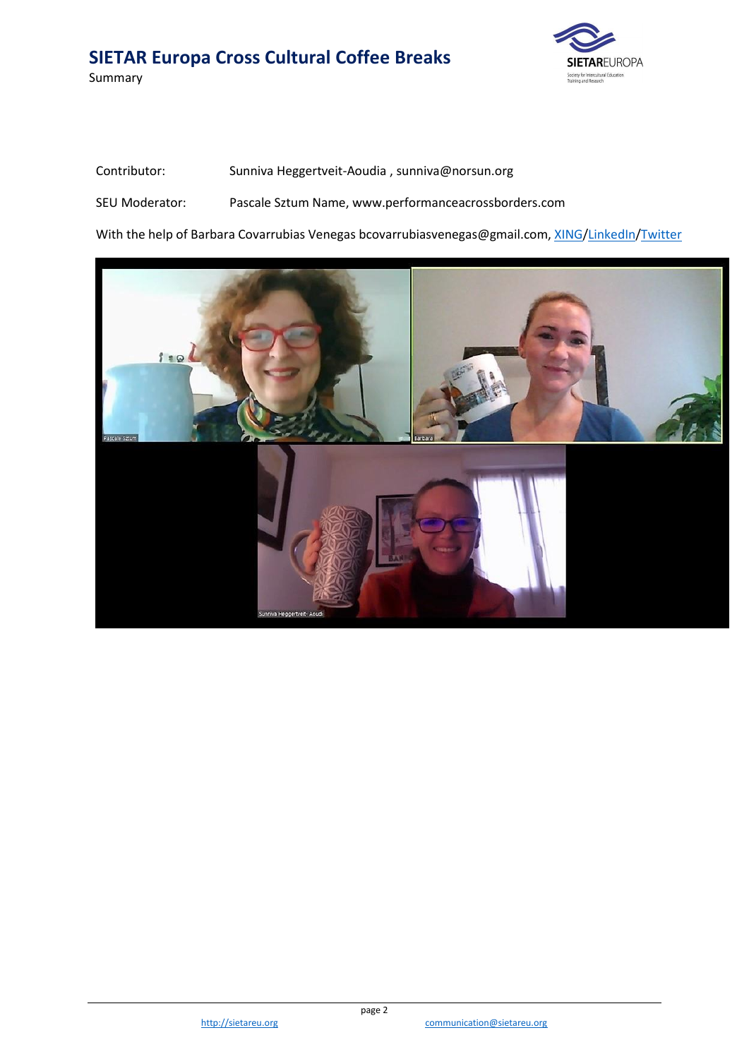Contributor: Sunniva Heggertveit-Aoudia , sunniva@norsun.org

SEU Moderator: Pascale Sztum Name, www.performanceacrossborders.com

With the help of Barbara Covarrubias Venegas bcovarrubiasvenegas@gmail.com, XING/LinkedIn/Twitter